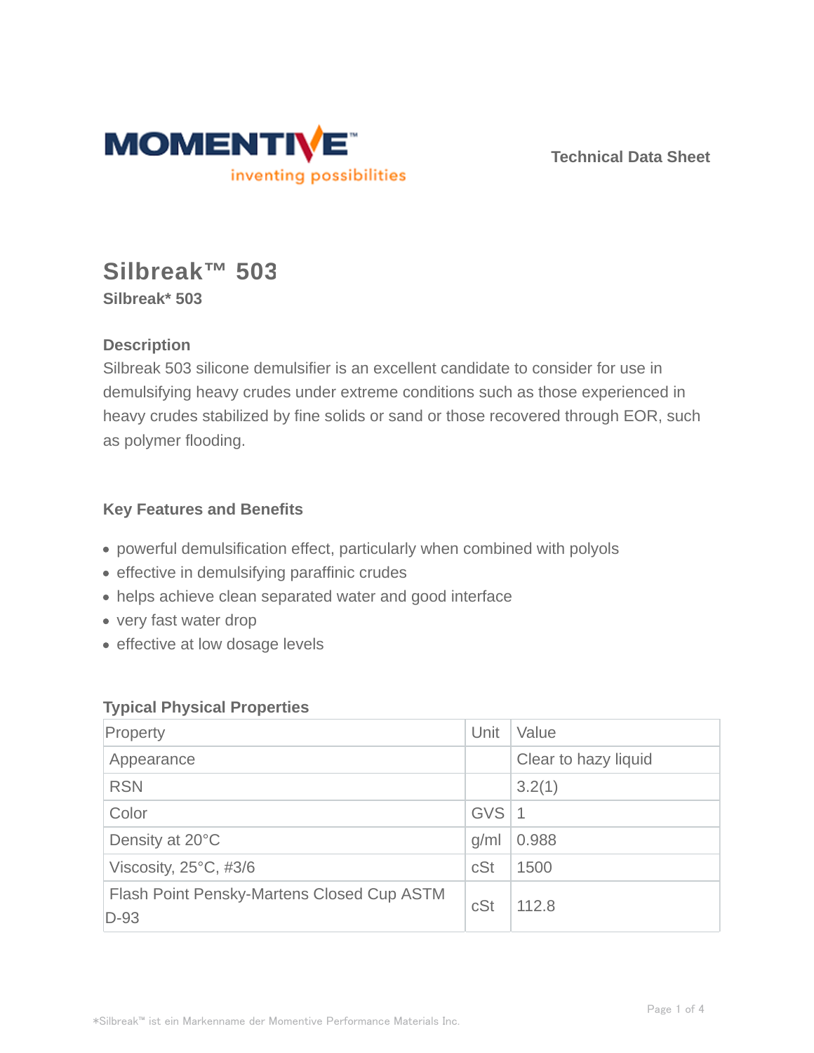Technical Data Sheet

# Silbreak™ 503

**Silbreak* 503**

### Description

Silbreak 503 silicone demulsifier is an excellent candidate to consider for use in demulsifying heavy crudes under extreme conditions such as those experienced in heavy crudes stabilized by fine solids or sand or those recovered through EOR, such as polymer flooding.

### Key Features and Benefits

- powerful demulsification effect, particularly when combined with polyols
- effective in demulsifying paraffinic crudes
- helps achieve clean separated water and good interface
- very fast water drop
- effective at low dosage levels

### Typical Physical Properties

| Property | Unit | Value |
| --- | --- | --- |
| Appearance | | Clear to hazy liquid |
| RSN | | 3.2(1) |
| Color | GVS | 1 |
| Density at 20°C | g/ml | 0.988 |
| Viscosity, 25°C, #3/6 | cSt | 1500 |
| Flash Point Pensky-Martens Closed Cup ASTM D-93 | cSt | 112.8 |

*Silbreak™ ist ein Markenname der Momentive Performance Materials Inc.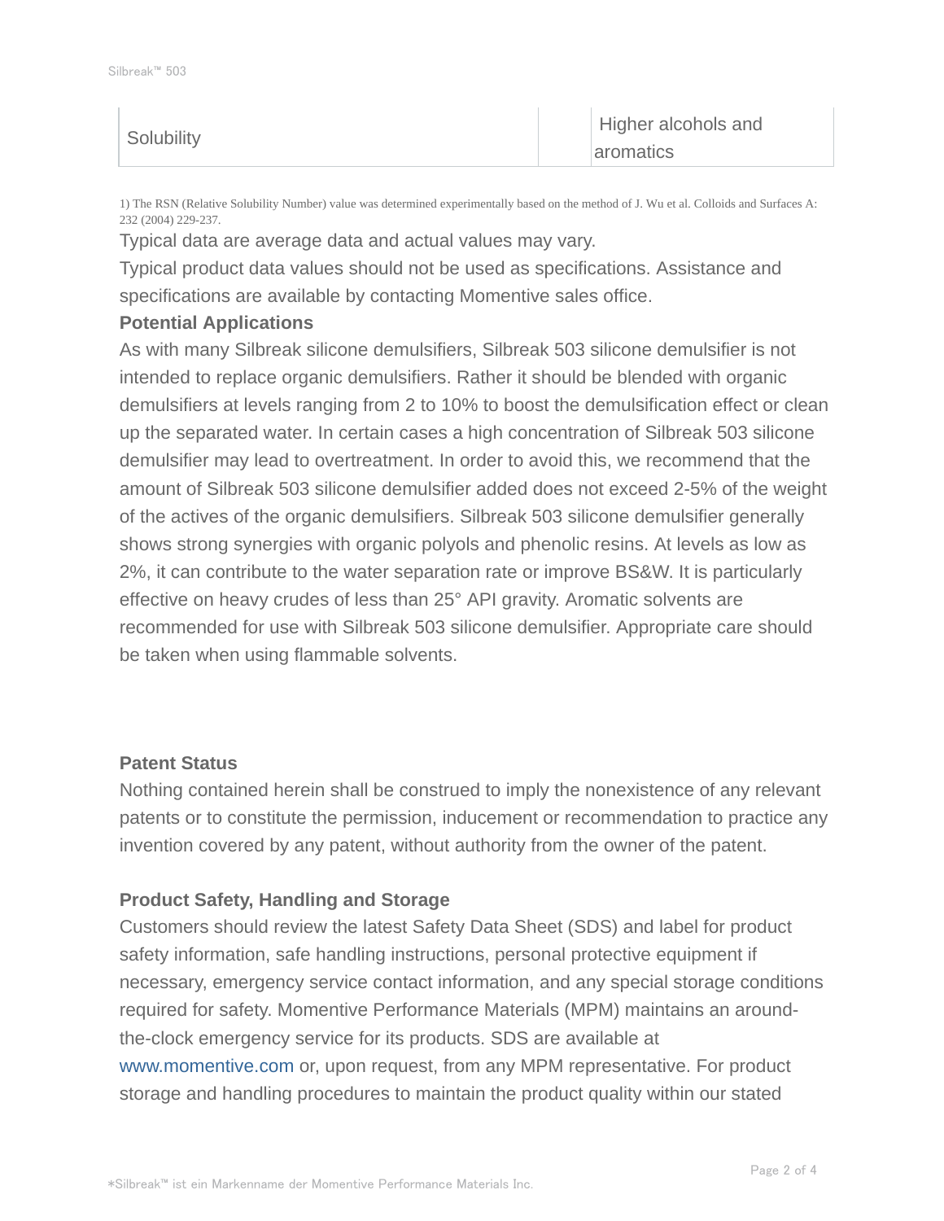| Solubility | Higher alcohols and aromatics |
|---|---|

1) The RSN (Relative Solubility Number) value was determined experimentally based on the method of J. Wu et al. Colloids and Surfaces A: 232 (2004) 229-237.

Typical data are average data and actual values may vary.

Typical product data values should not be used as specifications. Assistance and specifications are available by contacting Momentive sales office.

**Potential Applications**

As with many Silbreak silicone demulsifiers, Silbreak 503 silicone demulsifier is not intended to replace organic demulsifiers. Rather it should be blended with organic demulsifiers at levels ranging from 2 to 10% to boost the demulsification effect or clean up the separated water. In certain cases a high concentration of Silbreak 503 silicone demulsifier may lead to overtreatment. In order to avoid this, we recommend that the amount of Silbreak 503 silicone demulsifier added does not exceed 2-5% of the weight of the actives of the organic demulsifiers. Silbreak 503 silicone demulsifier generally shows strong synergies with organic polyols and phenolic resins. At levels as low as 2%, it can contribute to the water separation rate or improve BS&W. It is particularly effective on heavy crudes of less than 25° API gravity. Aromatic solvents are recommended for use with Silbreak 503 silicone demulsifier. Appropriate care should be taken when using flammable solvents.

**Patent Status**

Nothing contained herein shall be construed to imply the nonexistence of any relevant patents or to constitute the permission, inducement or recommendation to practice any invention covered by any patent, without authority from the owner of the patent.

**Product Safety, Handling and Storage**

Customers should review the latest Safety Data Sheet (SDS) and label for product safety information, safe handling instructions, personal protective equipment if necessary, emergency service contact information, and any special storage conditions required for safety. Momentive Performance Materials (MPM) maintains an around-the-clock emergency service for its products. SDS are available at www.momentive.com or, upon request, from any MPM representative. For product storage and handling procedures to maintain the product quality within our stated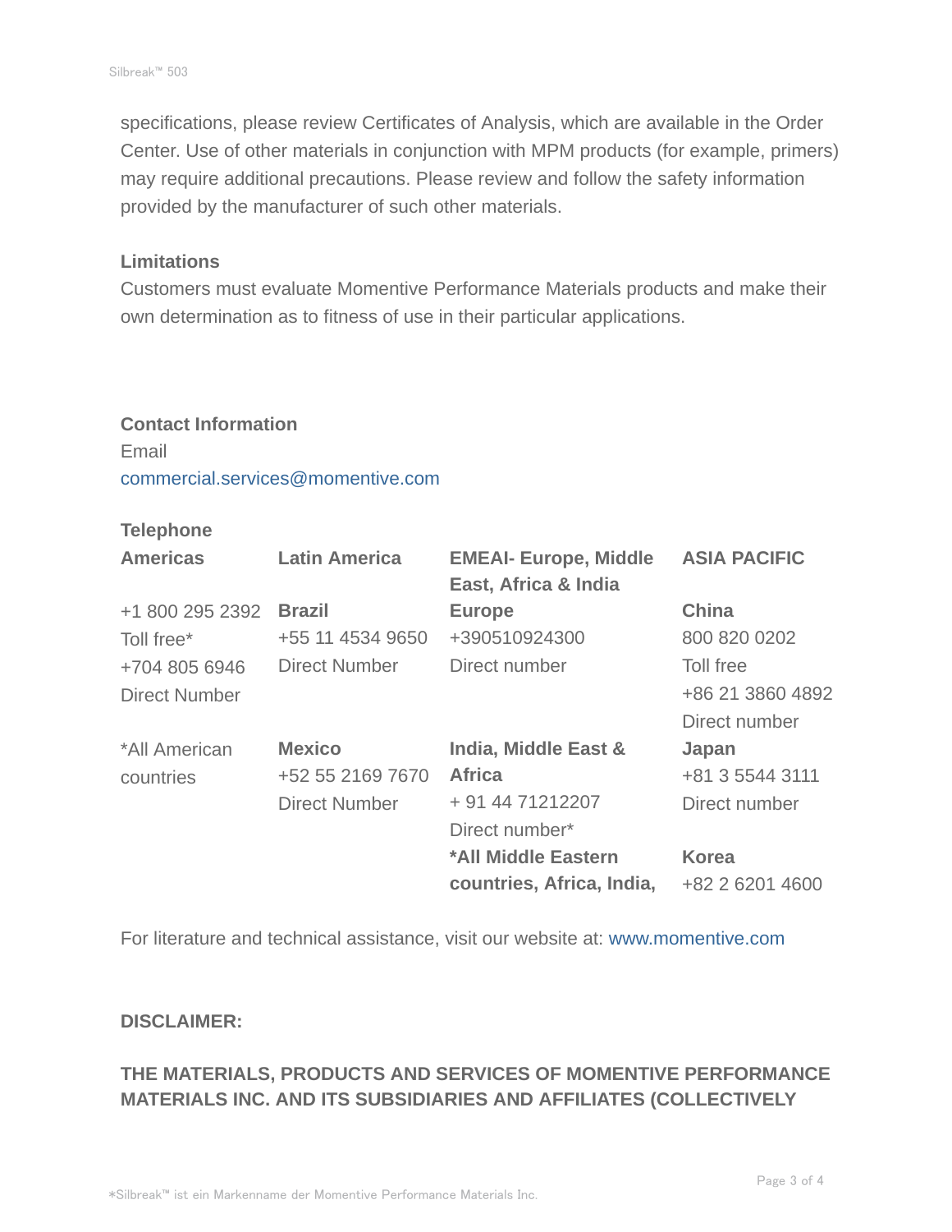specifications, please review Certificates of Analysis, which are available in the Order Center. Use of other materials in conjunction with MPM products (for example, primers) may require additional precautions. Please review and follow the safety information provided by the manufacturer of such other materials.

**Limitations**

Customers must evaluate Momentive Performance Materials products and make their own determination as to fitness of use in their particular applications.

**Contact Information**

Email

commercial.services@momentive.com

**Telephone**

| **Americas** | **Latin America** | **EMEAI- Europe, Middle East, Africa & India** | **ASIA PACIFIC** |
|---|---|---|---|
| +1 800 295 2392 Toll free* +704 805 6946 Direct Number | **Brazil** +55 11 4534 9650 Direct Number | **Europe** +390510924300 Direct number | **China** 800 820 0202 Toll free +86 21 3860 4892 Direct number |
| *All American countries | **Mexico** +52 55 2169 7670 Direct Number | **India, Middle East & Africa** + 91 44 71212207 Direct number* | **Japan** +81 3 5544 3111 Direct number |
| | | ***All Middle Eastern countries, Africa, India,** | **Korea** +82 2 6201 4600 |

For literature and technical assistance, visit our website at: www.momentive.com

**DISCLAIMER:**

**THE MATERIALS, PRODUCTS AND SERVICES OF MOMENTIVE PERFORMANCE MATERIALS INC. AND ITS SUBSIDIARIES AND AFFILIATES (COLLECTIVELY**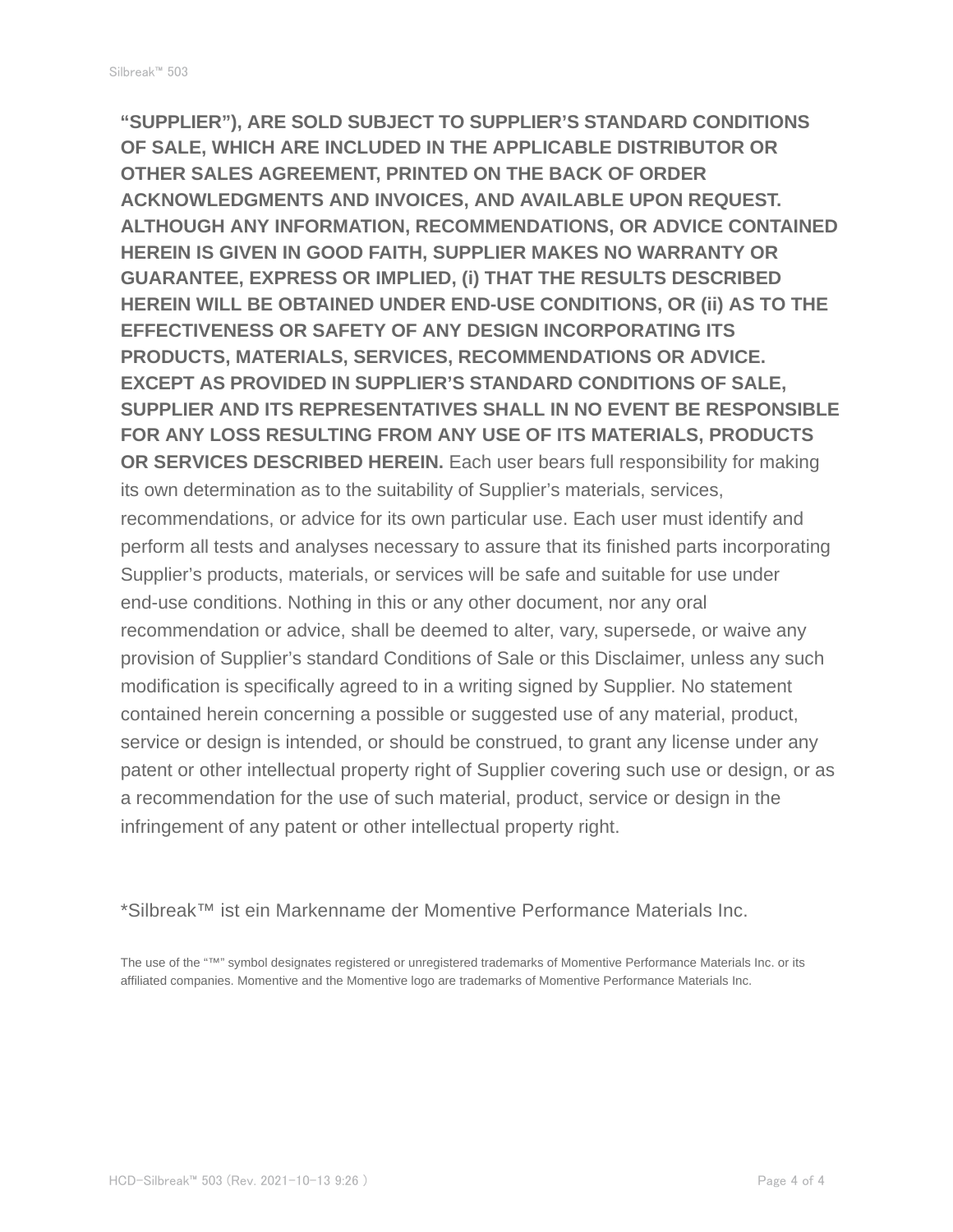**"SUPPLIER"), ARE SOLD SUBJECT TO SUPPLIER'S STANDARD CONDITIONS OF SALE, WHICH ARE INCLUDED IN THE APPLICABLE DISTRIBUTOR OR OTHER SALES AGREEMENT, PRINTED ON THE BACK OF ORDER ACKNOWLEDGMENTS AND INVOICES, AND AVAILABLE UPON REQUEST. ALTHOUGH ANY INFORMATION, RECOMMENDATIONS, OR ADVICE CONTAINED HEREIN IS GIVEN IN GOOD FAITH, SUPPLIER MAKES NO WARRANTY OR GUARANTEE, EXPRESS OR IMPLIED, (i) THAT THE RESULTS DESCRIBED HEREIN WILL BE OBTAINED UNDER END-USE CONDITIONS, OR (ii) AS TO THE EFFECTIVENESS OR SAFETY OF ANY DESIGN INCORPORATING ITS PRODUCTS, MATERIALS, SERVICES, RECOMMENDATIONS OR ADVICE. EXCEPT AS PROVIDED IN SUPPLIER'S STANDARD CONDITIONS OF SALE, SUPPLIER AND ITS REPRESENTATIVES SHALL IN NO EVENT BE RESPONSIBLE FOR ANY LOSS RESULTING FROM ANY USE OF ITS MATERIALS, PRODUCTS OR SERVICES DESCRIBED HEREIN.** Each user bears full responsibility for making its own determination as to the suitability of Supplier's materials, services, recommendations, or advice for its own particular use. Each user must identify and perform all tests and analyses necessary to assure that its finished parts incorporating Supplier's products, materials, or services will be safe and suitable for use under end-use conditions. Nothing in this or any other document, nor any oral recommendation or advice, shall be deemed to alter, vary, supersede, or waive any provision of Supplier's standard Conditions of Sale or this Disclaimer, unless any such modification is specifically agreed to in a writing signed by Supplier. No statement contained herein concerning a possible or suggested use of any material, product, service or design is intended, or should be construed, to grant any license under any patent or other intellectual property right of Supplier covering such use or design, or as a recommendation for the use of such material, product, service or design in the infringement of any patent or other intellectual property right.

*Silbreak™ ist ein Markenname der Momentive Performance Materials Inc.

The use of the "™" symbol designates registered or unregistered trademarks of Momentive Performance Materials Inc. or its affiliated companies. Momentive and the Momentive logo are trademarks of Momentive Performance Materials Inc.